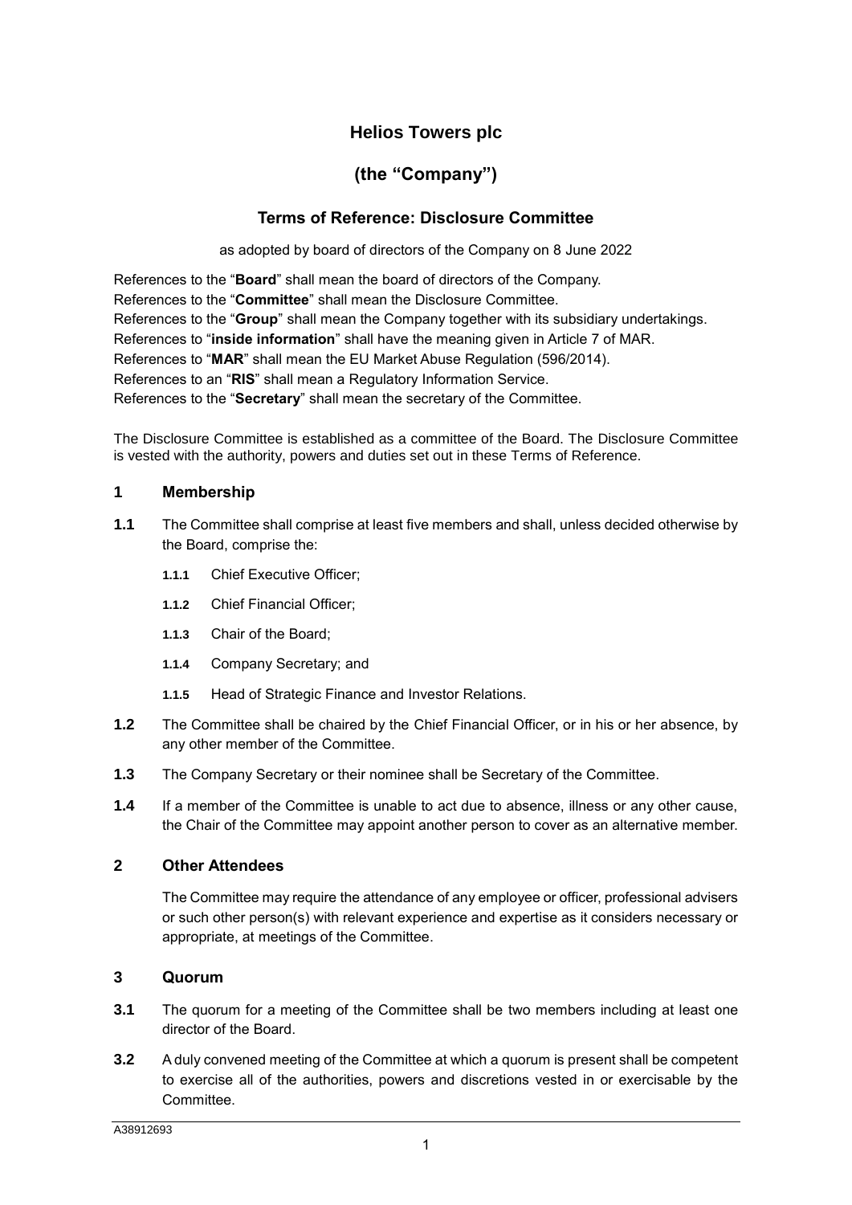# Helios Towers plc

## (the "Company")

### Terms of Reference: Disclosure Committee

as adopted by board of directors of the Company on 8 June 2022

References to the "**Board**" shall mean the board of directors of the Company.
References to the "**Committee**" shall mean the Disclosure Committee.
References to the "**Group**" shall mean the Company together with its subsidiary undertakings.
References to "**inside information**" shall have the meaning given in Article 7 of MAR.
References to "**MAR**" shall mean the EU Market Abuse Regulation (596/2014).
References to an "**RIS**" shall mean a Regulatory Information Service.
References to the "**Secretary**" shall mean the secretary of the Committee.

The Disclosure Committee is established as a committee of the Board. The Disclosure Committee is vested with the authority, powers and duties set out in these Terms of Reference.

## 1 Membership

**1.1** The Committee shall comprise at least five members and shall, unless decided otherwise by the Board, comprise the:

- **1.1.1** Chief Executive Officer;
- **1.1.2** Chief Financial Officer;
- **1.1.3** Chair of the Board;
- **1.1.4** Company Secretary; and
- **1.1.5** Head of Strategic Finance and Investor Relations.

**1.2** The Committee shall be chaired by the Chief Financial Officer, or in his or her absence, by any other member of the Committee.

**1.3** The Company Secretary or their nominee shall be Secretary of the Committee.

**1.4** If a member of the Committee is unable to act due to absence, illness or any other cause, the Chair of the Committee may appoint another person to cover as an alternative member.

## 2 Other Attendees

The Committee may require the attendance of any employee or officer, professional advisers or such other person(s) with relevant experience and expertise as it considers necessary or appropriate, at meetings of the Committee.

## 3 Quorum

**3.1** The quorum for a meeting of the Committee shall be two members including at least one director of the Board.

**3.2** A duly convened meeting of the Committee at which a quorum is present shall be competent to exercise all of the authorities, powers and discretions vested in or exercisable by the Committee.

A38912693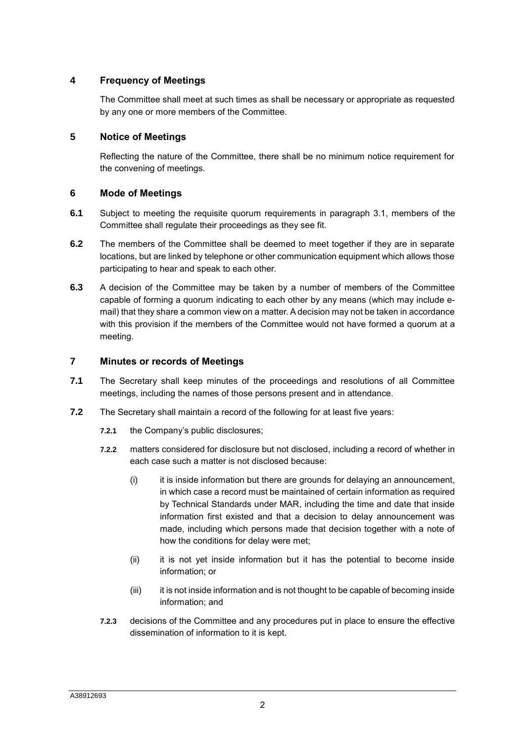## 4 Frequency of Meetings

The Committee shall meet at such times as shall be necessary or appropriate as requested by any one or more members of the Committee.

## 5 Notice of Meetings

Reflecting the nature of the Committee, there shall be no minimum notice requirement for the convening of meetings.

## 6 Mode of Meetings

**6.1** Subject to meeting the requisite quorum requirements in paragraph 3.1, members of the Committee shall regulate their proceedings as they see fit.

**6.2** The members of the Committee shall be deemed to meet together if they are in separate locations, but are linked by telephone or other communication equipment which allows those participating to hear and speak to each other.

**6.3** A decision of the Committee may be taken by a number of members of the Committee capable of forming a quorum indicating to each other by any means (which may include e-mail) that they share a common view on a matter. A decision may not be taken in accordance with this provision if the members of the Committee would not have formed a quorum at a meeting.

## 7 Minutes or records of Meetings

**7.1** The Secretary shall keep minutes of the proceedings and resolutions of all Committee meetings, including the names of those persons present and in attendance.

**7.2** The Secretary shall maintain a record of the following for at least five years:

**7.2.1** the Company's public disclosures;

**7.2.2** matters considered for disclosure but not disclosed, including a record of whether in each case such a matter is not disclosed because:

(i) it is inside information but there are grounds for delaying an announcement, in which case a record must be maintained of certain information as required by Technical Standards under MAR, including the time and date that inside information first existed and that a decision to delay announcement was made, including which persons made that decision together with a note of how the conditions for delay were met;

(ii) it is not yet inside information but it has the potential to become inside information; or

(iii) it is not inside information and is not thought to be capable of becoming inside information; and

**7.2.3** decisions of the Committee and any procedures put in place to ensure the effective dissemination of information to it is kept.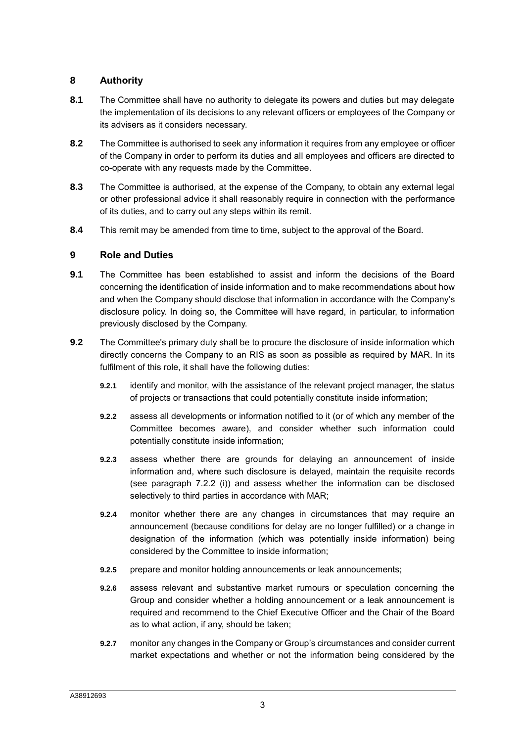## 8 Authority

**8.1** The Committee shall have no authority to delegate its powers and duties but may delegate the implementation of its decisions to any relevant officers or employees of the Company or its advisers as it considers necessary.

**8.2** The Committee is authorised to seek any information it requires from any employee or officer of the Company in order to perform its duties and all employees and officers are directed to co-operate with any requests made by the Committee.

**8.3** The Committee is authorised, at the expense of the Company, to obtain any external legal or other professional advice it shall reasonably require in connection with the performance of its duties, and to carry out any steps within its remit.

**8.4** This remit may be amended from time to time, subject to the approval of the Board.

## 9 Role and Duties

**9.1** The Committee has been established to assist and inform the decisions of the Board concerning the identification of inside information and to make recommendations about how and when the Company should disclose that information in accordance with the Company's disclosure policy. In doing so, the Committee will have regard, in particular, to information previously disclosed by the Company.

**9.2** The Committee's primary duty shall be to procure the disclosure of inside information which directly concerns the Company to an RIS as soon as possible as required by MAR. In its fulfilment of this role, it shall have the following duties:

- **9.2.1** identify and monitor, with the assistance of the relevant project manager, the status of projects or transactions that could potentially constitute inside information;
- **9.2.2** assess all developments or information notified to it (or of which any member of the Committee becomes aware), and consider whether such information could potentially constitute inside information;
- **9.2.3** assess whether there are grounds for delaying an announcement of inside information and, where such disclosure is delayed, maintain the requisite records (see paragraph 7.2.2 (i)) and assess whether the information can be disclosed selectively to third parties in accordance with MAR;
- **9.2.4** monitor whether there are any changes in circumstances that may require an announcement (because conditions for delay are no longer fulfilled) or a change in designation of the information (which was potentially inside information) being considered by the Committee to inside information;
- **9.2.5** prepare and monitor holding announcements or leak announcements;
- **9.2.6** assess relevant and substantive market rumours or speculation concerning the Group and consider whether a holding announcement or a leak announcement is required and recommend to the Chief Executive Officer and the Chair of the Board as to what action, if any, should be taken;
- **9.2.7** monitor any changes in the Company or Group's circumstances and consider current market expectations and whether or not the information being considered by the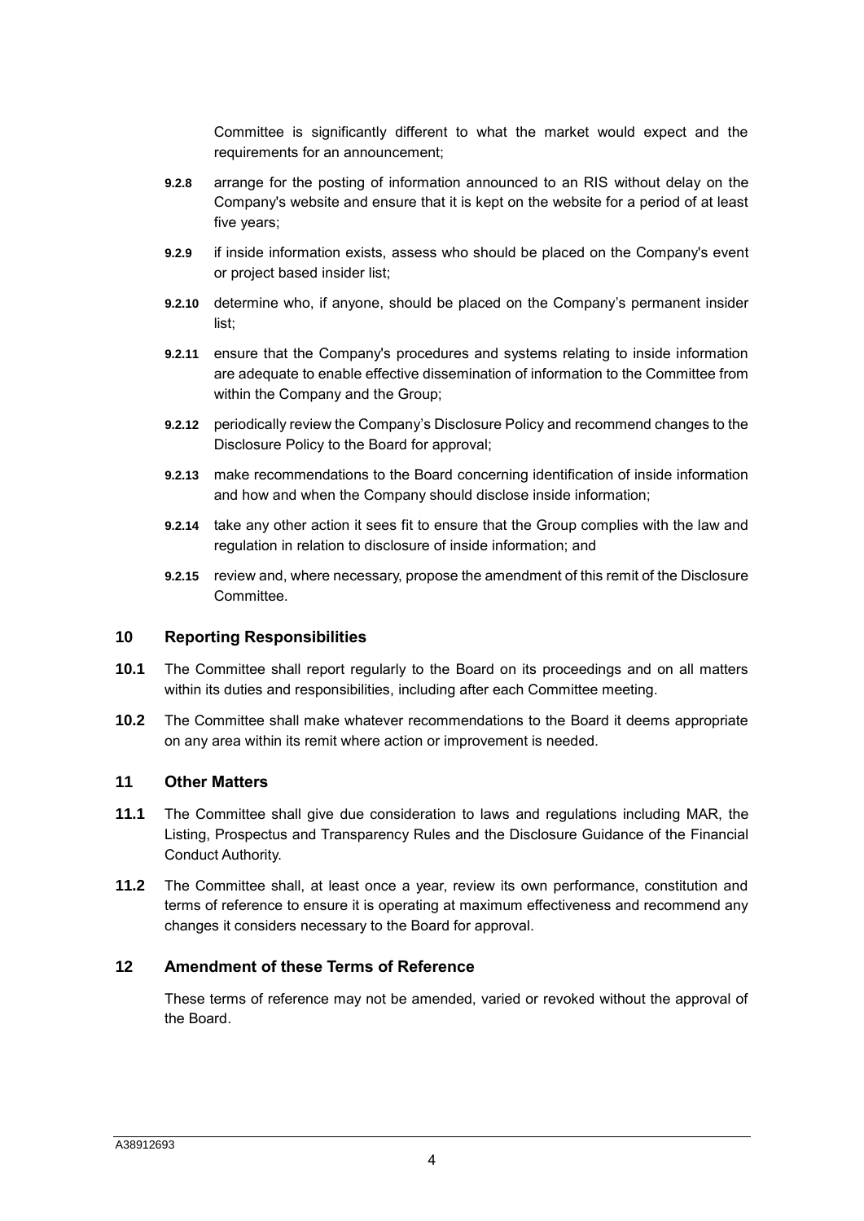Committee is significantly different to what the market would expect and the requirements for an announcement;

**9.2.8** arrange for the posting of information announced to an RIS without delay on the Company's website and ensure that it is kept on the website for a period of at least five years;

**9.2.9** if inside information exists, assess who should be placed on the Company's event or project based insider list;

**9.2.10** determine who, if anyone, should be placed on the Company's permanent insider list;

**9.2.11** ensure that the Company's procedures and systems relating to inside information are adequate to enable effective dissemination of information to the Committee from within the Company and the Group;

**9.2.12** periodically review the Company's Disclosure Policy and recommend changes to the Disclosure Policy to the Board for approval;

**9.2.13** make recommendations to the Board concerning identification of inside information and how and when the Company should disclose inside information;

**9.2.14** take any other action it sees fit to ensure that the Group complies with the law and regulation in relation to disclosure of inside information; and

**9.2.15** review and, where necessary, propose the amendment of this remit of the Disclosure Committee.

## 10 Reporting Responsibilities

**10.1** The Committee shall report regularly to the Board on its proceedings and on all matters within its duties and responsibilities, including after each Committee meeting.

**10.2** The Committee shall make whatever recommendations to the Board it deems appropriate on any area within its remit where action or improvement is needed.

## 11 Other Matters

**11.1** The Committee shall give due consideration to laws and regulations including MAR, the Listing, Prospectus and Transparency Rules and the Disclosure Guidance of the Financial Conduct Authority.

**11.2** The Committee shall, at least once a year, review its own performance, constitution and terms of reference to ensure it is operating at maximum effectiveness and recommend any changes it considers necessary to the Board for approval.

## 12 Amendment of these Terms of Reference

These terms of reference may not be amended, varied or revoked without the approval of the Board.